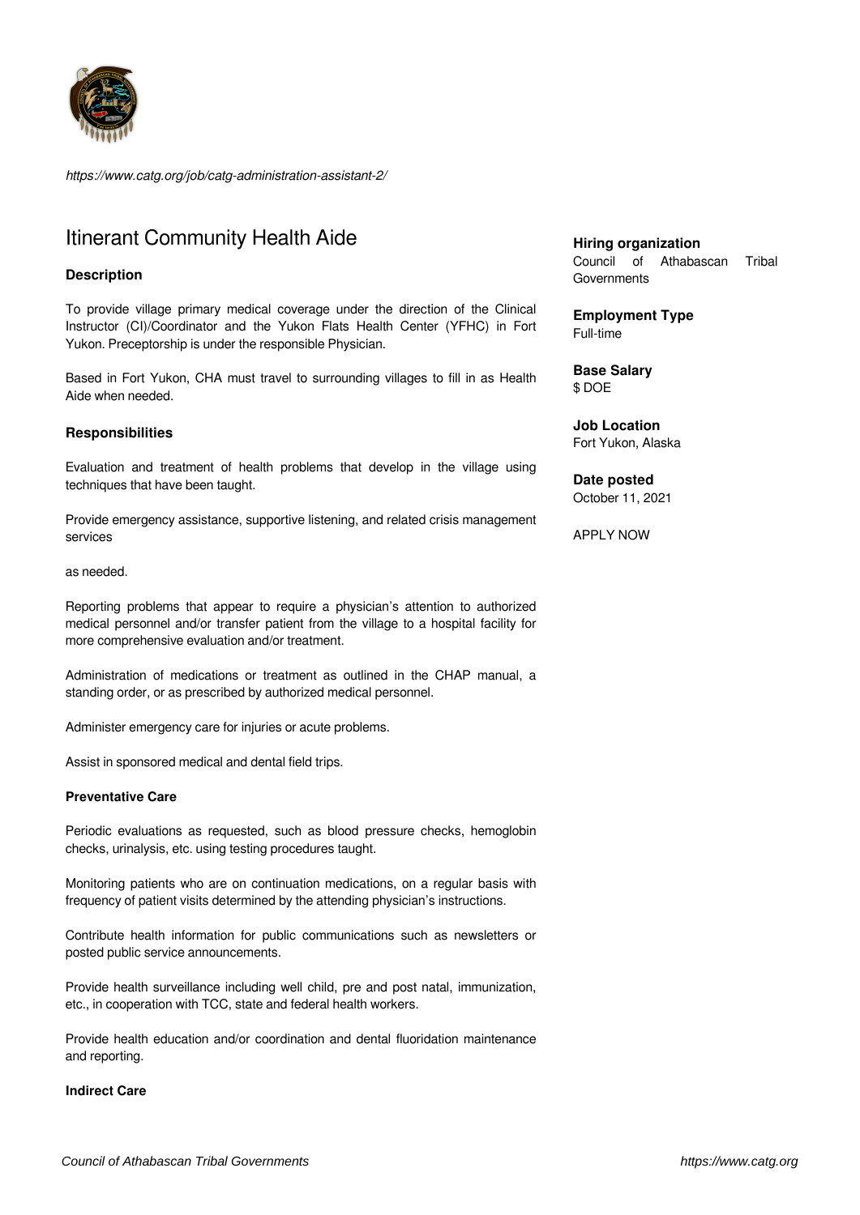*https://www.catg.org/job/catg-administration-assistant-2/*

# Itinerant Community Health Aide

### Description

To provide village primary medical coverage under the direction of the Clinical Instructor (CI)/Coordinator and the Yukon Flats Health Center (YFHC) in Fort Yukon. Preceptorship is under the responsible Physician.

Based in Fort Yukon, CHA must travel to surrounding villages to fill in as Health Aide when needed.

### Responsibilities

Evaluation and treatment of health problems that develop in the village using techniques that have been taught.

Provide emergency assistance, supportive listening, and related crisis management services

as needed.

Reporting problems that appear to require a physician's attention to authorized medical personnel and/or transfer patient from the village to a hospital facility for more comprehensive evaluation and/or treatment.

Administration of medications or treatment as outlined in the CHAP manual, a standing order, or as prescribed by authorized medical personnel.

Administer emergency care for injuries or acute problems.

Assist in sponsored medical and dental field trips.

#### Preventative Care

Periodic evaluations as requested, such as blood pressure checks, hemoglobin checks, urinalysis, etc. using testing procedures taught.

Monitoring patients who are on continuation medications, on a regular basis with frequency of patient visits determined by the attending physician's instructions.

Contribute health information for public communications such as newsletters or posted public service announcements.

Provide health surveillance including well child, pre and post natal, immunization, etc., in cooperation with TCC, state and federal health workers.

Provide health education and/or coordination and dental fluoridation maintenance and reporting.

#### Indirect Care

**Hiring organization**
Council of Athabascan Tribal Governments

**Employment Type**
Full-time

**Base Salary**
$ DOE

**Job Location**
Fort Yukon, Alaska

**Date posted**
October 11, 2021

APPLY NOW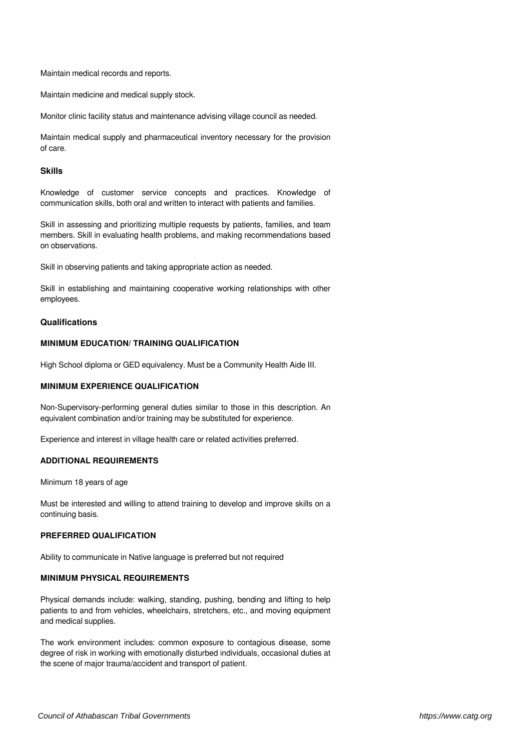Maintain medical records and reports.

Maintain medicine and medical supply stock.

Monitor clinic facility status and maintenance advising village council as needed.

Maintain medical supply and pharmaceutical inventory necessary for the provision of care.

### Skills

Knowledge of customer service concepts and practices. Knowledge of communication skills, both oral and written to interact with patients and families.

Skill in assessing and prioritizing multiple requests by patients, families, and team members. Skill in evaluating health problems, and making recommendations based on observations.

Skill in observing patients and taking appropriate action as needed.

Skill in establishing and maintaining cooperative working relationships with other employees.

### Qualifications

#### MINIMUM EDUCATION/ TRAINING QUALIFICATION

High School diploma or GED equivalency. Must be a Community Health Aide III.

#### MINIMUM EXPERIENCE QUALIFICATION

Non-Supervisory-performing general duties similar to those in this description. An equivalent combination and/or training may be substituted for experience.

Experience and interest in village health care or related activities preferred.

#### ADDITIONAL REQUIREMENTS

Minimum 18 years of age

Must be interested and willing to attend training to develop and improve skills on a continuing basis.

#### PREFERRED QUALIFICATION

Ability to communicate in Native language is preferred but not required

#### MINIMUM PHYSICAL REQUIREMENTS

Physical demands include: walking, standing, pushing, bending and lifting to help patients to and from vehicles, wheelchairs, stretchers, etc., and moving equipment and medical supplies.

The work environment includes: common exposure to contagious disease, some degree of risk in working with emotionally disturbed individuals, occasional duties at the scene of major trauma/accident and transport of patient.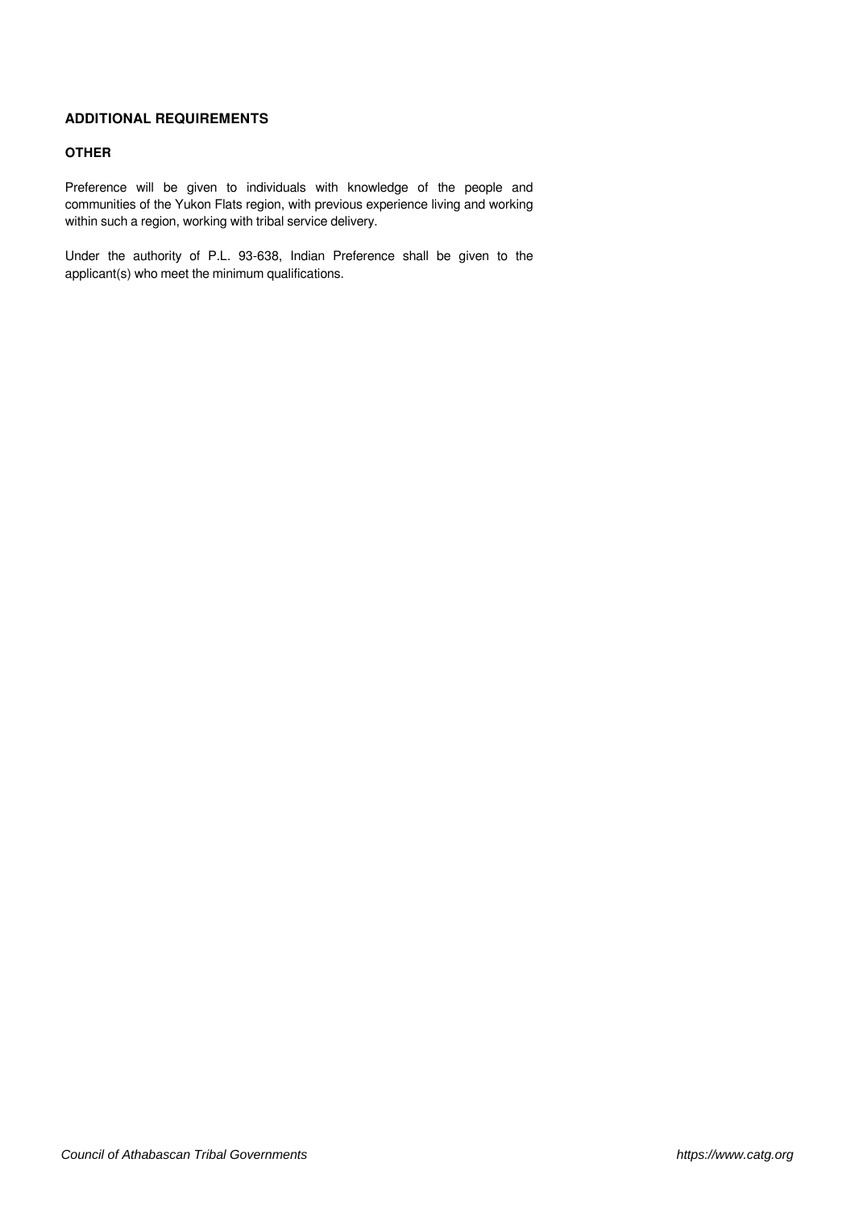## ADDITIONAL REQUIREMENTS

### OTHER

Preference will be given to individuals with knowledge of the people and communities of the Yukon Flats region, with previous experience living and working within such a region, working with tribal service delivery.

Under the authority of P.L. 93-638, Indian Preference shall be given to the applicant(s) who meet the minimum qualifications.